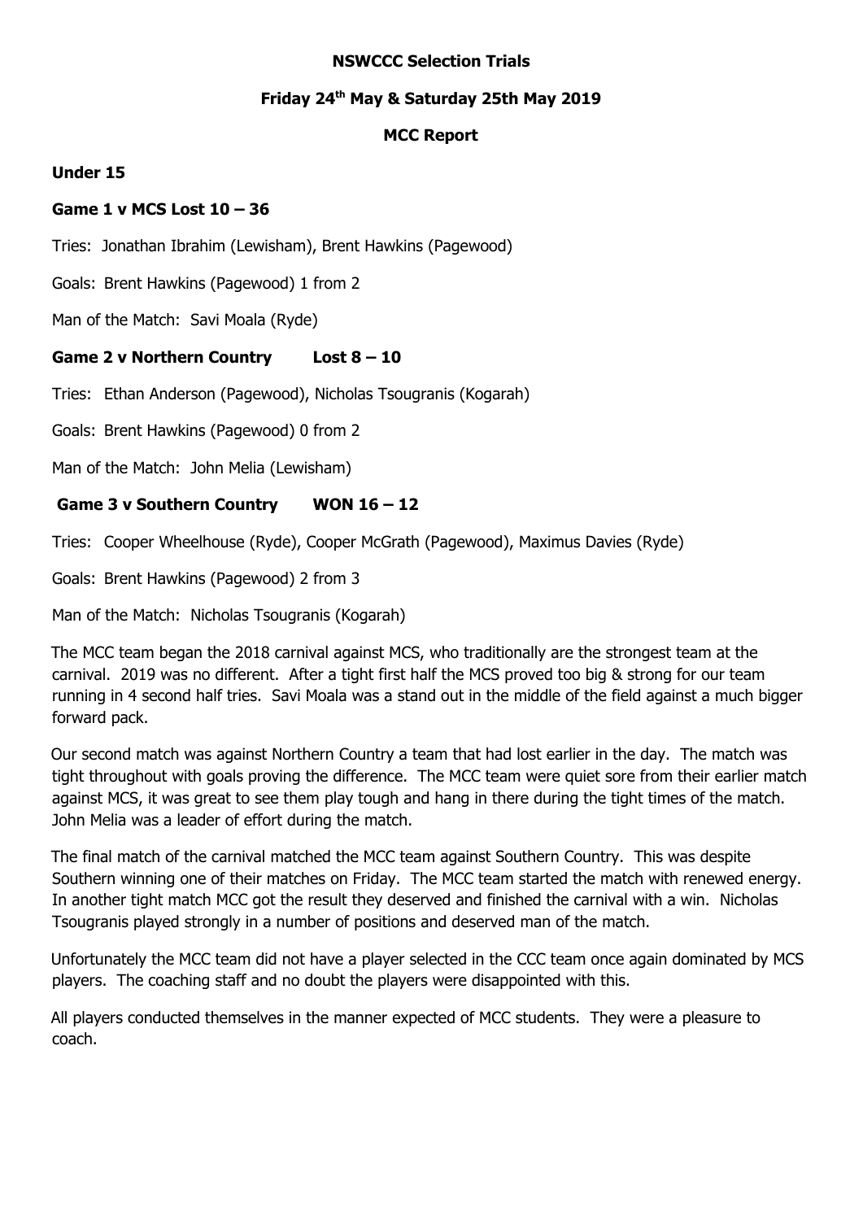**NSWCCC Selection Trials**

**Friday 24th May & Saturday 25th May 2019**

**MCC Report**

**Under 15**

**Game 1 v MCS Lost 10 – 36**

Tries: Jonathan Ibrahim (Lewisham), Brent Hawkins (Pagewood)

Goals: Brent Hawkins (Pagewood) 1 from 2

Man of the Match: Savi Moala (Ryde)

**Game 2 v Northern Country Lost 8 – 10**

Tries: Ethan Anderson (Pagewood), Nicholas Tsougranis (Kogarah)

Goals: Brent Hawkins (Pagewood) 0 from 2

Man of the Match: John Melia (Lewisham)

**Game 3 v Southern Country WON 16 – 12**

Tries: Cooper Wheelhouse (Ryde), Cooper McGrath (Pagewood), Maximus Davies (Ryde)

Goals: Brent Hawkins (Pagewood) 2 from 3

Man of the Match: Nicholas Tsougranis (Kogarah)

The MCC team began the 2018 carnival against MCS, who traditionally are the strongest team at the carnival. 2019 was no different. After a tight first half the MCS proved too big & strong for our team running in 4 second half tries. Savi Moala was a stand out in the middle of the field against a much bigger forward pack.

Our second match was against Northern Country a team that had lost earlier in the day. The match was tight throughout with goals proving the difference. The MCC team were quiet sore from their earlier match against MCS, it was great to see them play tough and hang in there during the tight times of the match. John Melia was a leader of effort during the match.

The final match of the carnival matched the MCC team against Southern Country. This was despite Southern winning one of their matches on Friday. The MCC team started the match with renewed energy. In another tight match MCC got the result they deserved and finished the carnival with a win. Nicholas Tsougranis played strongly in a number of positions and deserved man of the match.

Unfortunately the MCC team did not have a player selected in the CCC team once again dominated by MCS players. The coaching staff and no doubt the players were disappointed with this.

All players conducted themselves in the manner expected of MCC students. They were a pleasure to coach.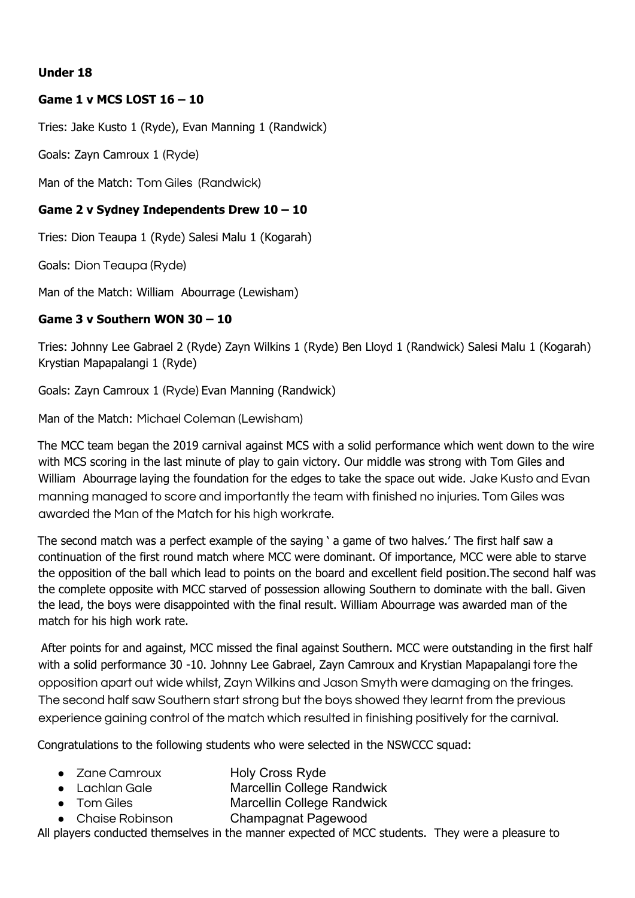**Under 18**

**Game 1 v MCS LOST 16 – 10**

Tries: Jake Kusto 1 (Ryde), Evan Manning 1 (Randwick)

Goals: Zayn Camroux 1 (Ryde)

Man of the Match: Tom Giles (Randwick)

**Game 2 v Sydney Independents Drew 10 – 10**

Tries: Dion Teaupa 1 (Ryde) Salesi Malu 1 (Kogarah)

Goals: Dion Teaupa (Ryde)

Man of the Match: William Abourrage (Lewisham)

**Game 3 v Southern WON 30 – 10**

Tries: Johnny Lee Gabrael 2 (Ryde) Zayn Wilkins 1 (Ryde) Ben Lloyd 1 (Randwick) Salesi Malu 1 (Kogarah) Krystian Mapapalangi 1 (Ryde)

Goals: Zayn Camroux 1 (Ryde) Evan Manning (Randwick)

Man of the Match: Michael Coleman (Lewisham)

The MCC team began the 2019 carnival against MCS with a solid performance which went down to the wire with MCS scoring in the last minute of play to gain victory. Our middle was strong with Tom Giles and William Abourrage laying the foundation for the edges to take the space out wide. Jake Kusto and Evan manning managed to score and importantly the team with finished no injuries. Tom Giles was awarded the Man of the Match for his high workrate.

The second match was a perfect example of the saying ' a game of two halves.' The first half saw a continuation of the first round match where MCC were dominant. Of importance, MCC were able to starve the opposition of the ball which lead to points on the board and excellent field position.The second half was the complete opposite with MCC starved of possession allowing Southern to dominate with the ball. Given the lead, the boys were disappointed with the final result. William Abourrage was awarded man of the match for his high work rate.

After points for and against, MCC missed the final against Southern. MCC were outstanding in the first half with a solid performance 30 -10. Johnny Lee Gabrael, Zayn Camroux and Krystian Mapapalangi tore the opposition apart out wide whilst, Zayn Wilkins and Jason Smyth were damaging on the fringes. The second half saw Southern start strong but the boys showed they learnt from the previous experience gaining control of the match which resulted in finishing positively for the carnival.

Congratulations to the following students who were selected in the NSWCCC squad:

- Zane Camroux — Holy Cross Ryde
- Lachlan Gale — Marcellin College Randwick
- Tom Giles — Marcellin College Randwick
- Chaise Robinson — Champagnat Pagewood

All players conducted themselves in the manner expected of MCC students. They were a pleasure to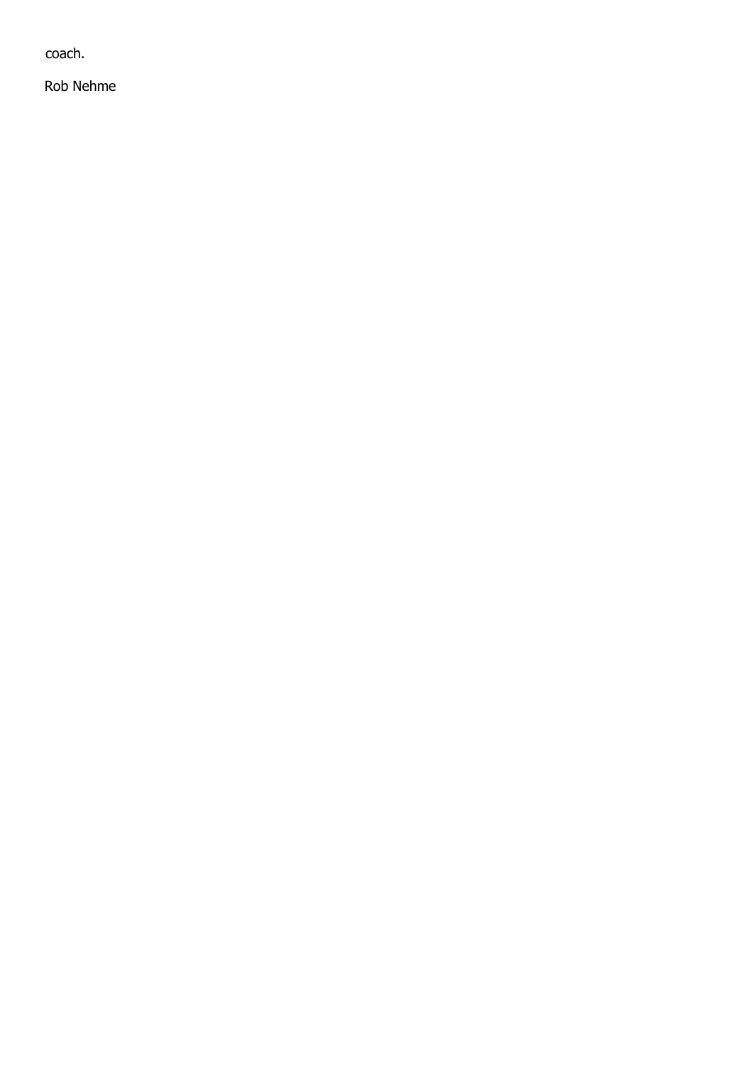coach.

Rob Nehme